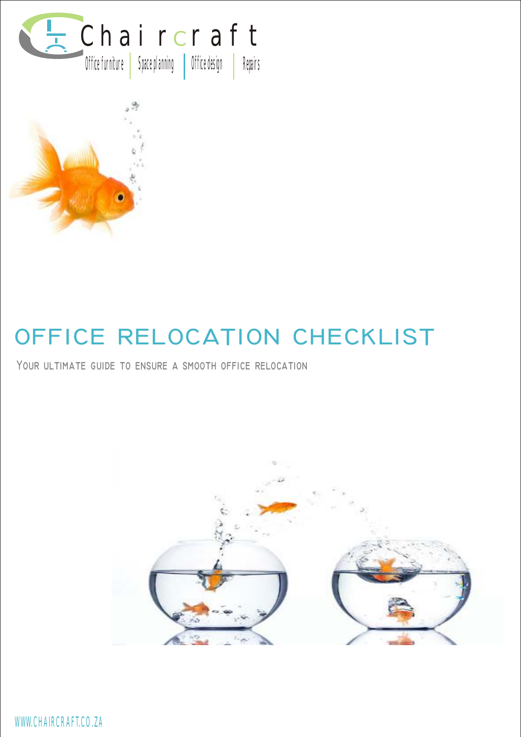Chaircraft

Office furniture | Space planning | Office design | Repairs

# OFFICE RELOCATION CHECKLIST

YOUR ULTIMATE GUIDE TO ENSURE A SMOOTH OFFICE RELOCATION

WWW.CHAIRCRAFT.CO.ZA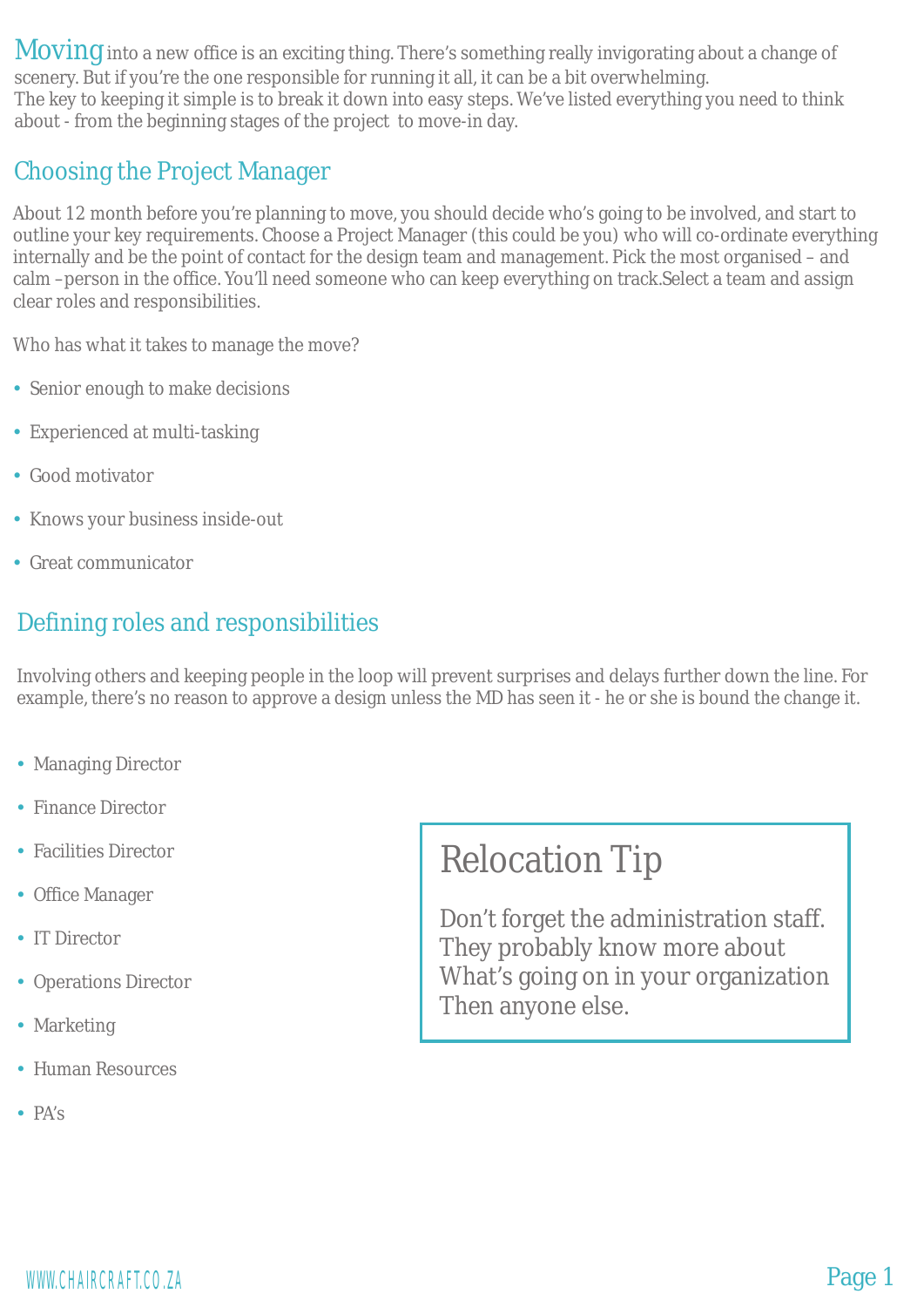Moving into a new office is an exciting thing. There's something really invigorating about a change of scenery. But if you're the one responsible for running it all, it can be a bit overwhelming.
The key to keeping it simple is to break it down into easy steps. We've listed everything you need to think about - from the beginning stages of the project to move-in day.

## Choosing the Project Manager

About 12 month before you're planning to move, you should decide who's going to be involved, and start to outline your key requirements. Choose a Project Manager (this could be you) who will co-ordinate everything internally and be the point of contact for the design team and management. Pick the most organised – and calm –person in the office. You'll need someone who can keep everything on track.Select a team and assign clear roles and responsibilities.

Who has what it takes to manage the move?

- Senior enough to make decisions
- Experienced at multi-tasking
- Good motivator
- Knows your business inside-out
- Great communicator

## Defining roles and responsibilities

Involving others and keeping people in the loop will prevent surprises and delays further down the line. For example, there's no reason to approve a design unless the MD has seen it - he or she is bound the change it.

- Managing Director
- Finance Director
- Facilities Director
- Office Manager
- IT Director
- Operations Director
- Marketing
- Human Resources
- PA's

> **Relocation Tip**
>
> Don't forget the administration staff. They probably know more about What's going on in your organization Then anyone else.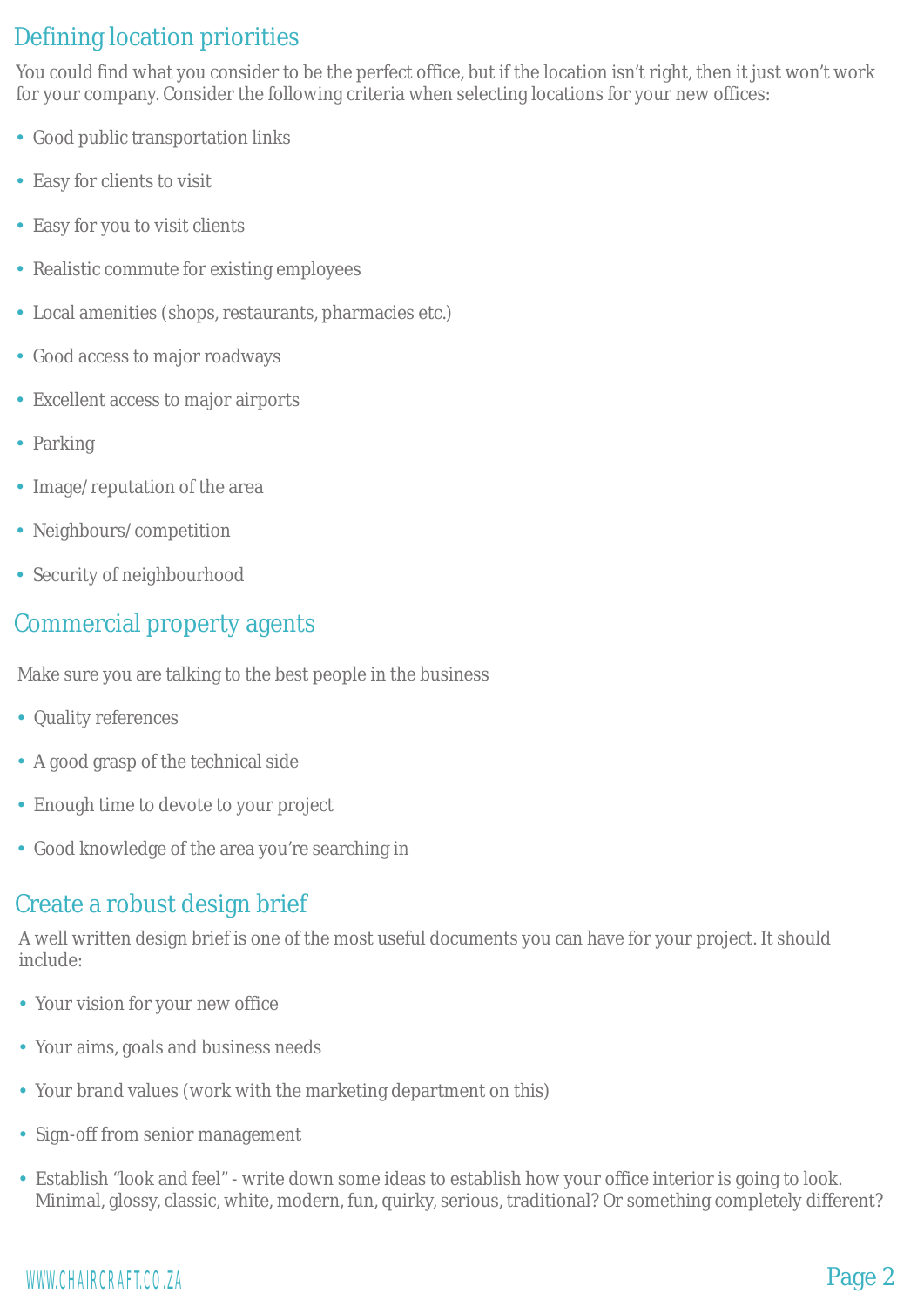## Defining location priorities

You could find what you consider to be the perfect office, but if the location isn't right, then it just won't work for your company. Consider the following criteria when selecting locations for your new offices:

- Good public transportation links
- Easy for clients to visit
- Easy for you to visit clients
- Realistic commute for existing employees
- Local amenities (shops, restaurants, pharmacies etc.)
- Good access to major roadways
- Excellent access to major airports
- Parking
- Image/reputation of the area
- Neighbours/competition
- Security of neighbourhood

## Commercial property agents

Make sure you are talking to the best people in the business

- Quality references
- A good grasp of the technical side
- Enough time to devote to your project
- Good knowledge of the area you're searching in

## Create a robust design brief

A well written design brief is one of the most useful documents you can have for your project. It should include:

- Your vision for your new office
- Your aims, goals and business needs
- Your brand values (work with the marketing department on this)
- Sign-off from senior management
- Establish "look and feel" - write down some ideas to establish how your office interior is going to look. Minimal, glossy, classic, white, modern, fun, quirky, serious, traditional? Or something completely different?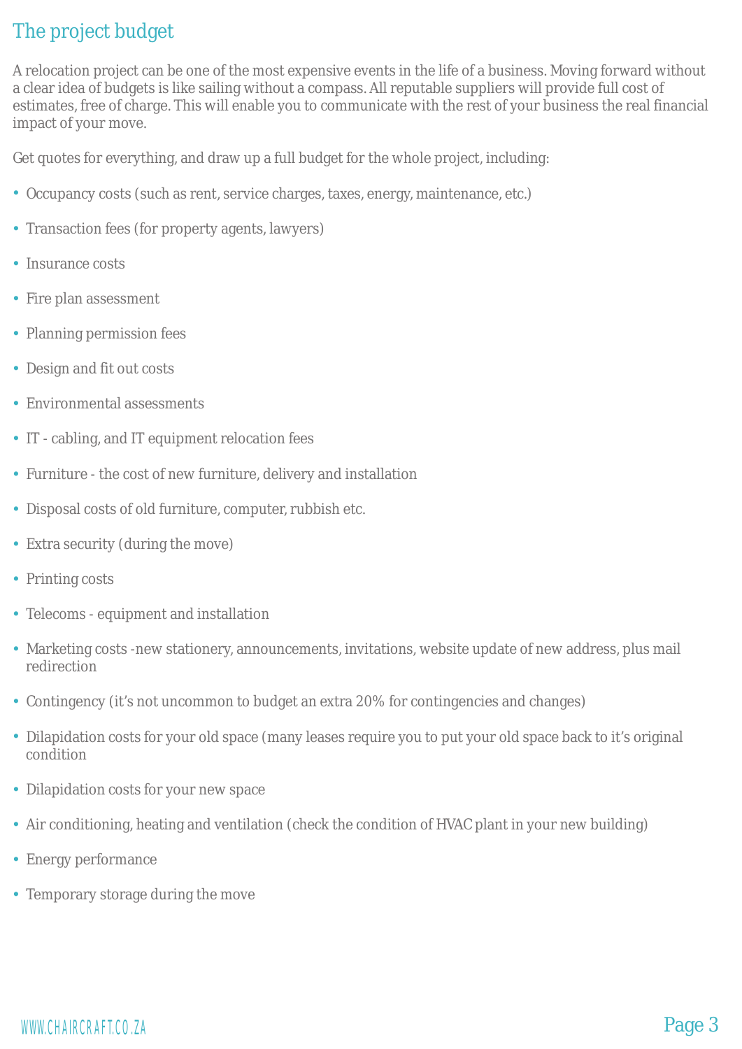## The project budget

A relocation project can be one of the most expensive events in the life of a business. Moving forward without a clear idea of budgets is like sailing without a compass. All reputable suppliers will provide full cost of estimates, free of charge. This will enable you to communicate with the rest of your business the real financial impact of your move.

Get quotes for everything, and draw up a full budget for the whole project, including:

- Occupancy costs (such as rent, service charges, taxes, energy, maintenance, etc.)
- Transaction fees (for property agents, lawyers)
- Insurance costs
- Fire plan assessment
- Planning permission fees
- Design and fit out costs
- Environmental assessments
- IT - cabling, and IT equipment relocation fees
- Furniture - the cost of new furniture, delivery and installation
- Disposal costs of old furniture, computer, rubbish etc.
- Extra security (during the move)
- Printing costs
- Telecoms - equipment and installation
- Marketing costs -new stationery, announcements, invitations, website update of new address, plus mail redirection
- Contingency (it's not uncommon to budget an extra 20% for contingencies and changes)
- Dilapidation costs for your old space (many leases require you to put your old space back to it's original condition
- Dilapidation costs for your new space
- Air conditioning, heating and ventilation (check the condition of HVAC plant in your new building)
- Energy performance
- Temporary storage during the move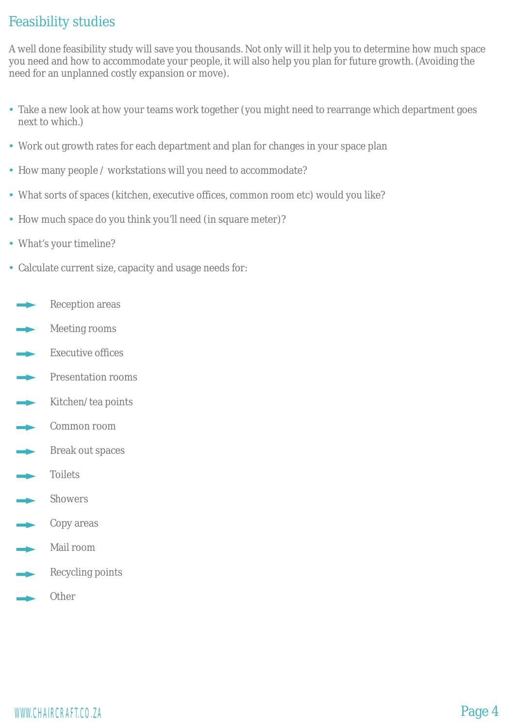# Feasibility studies

A well done feasibility study will save you thousands. Not only will it help you to determine how much space you need and how to accommodate your people, it will also help you plan for future growth. (Avoiding the need for an unplanned costly expansion or move).

- Take a new look at how your teams work together (you might need to rearrange which department goes next to which.)
- Work out growth rates for each department and plan for changes in your space plan
- How many people / workstations will you need to accommodate?
- What sorts of spaces (kitchen, executive offices, common room etc) would you like?
- How much space do you think you'll need (in square meter)?
- What's your timeline?
- Calculate current size, capacity and usage needs for:

  - Reception areas
  - Meeting rooms
  - Executive offices
  - Presentation rooms
  - Kitchen/ tea points
  - Common room
  - Break out spaces
  - Toilets
  - Showers
  - Copy areas
  - Mail room
  - Recycling points
  - Other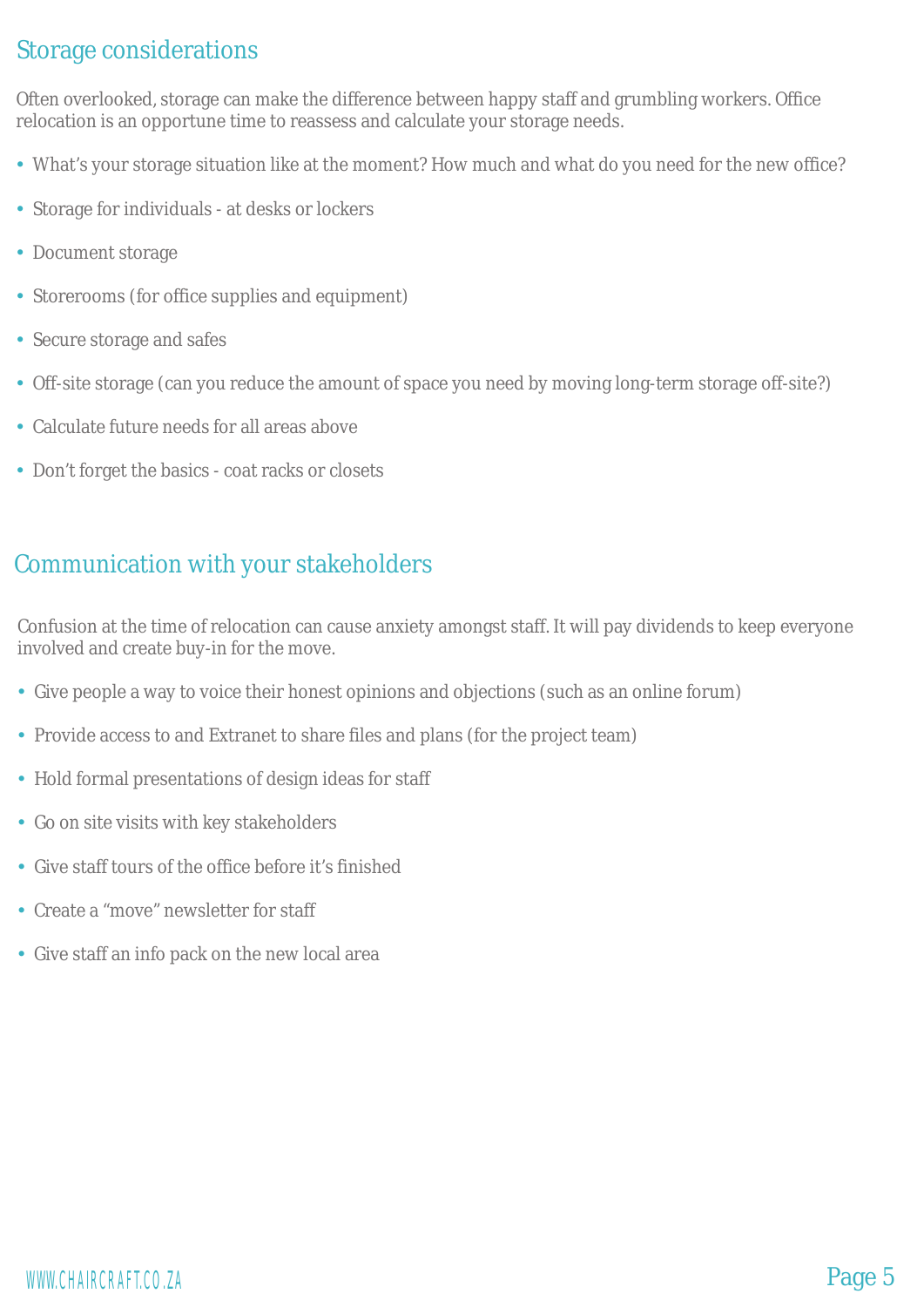## Storage considerations

Often overlooked, storage can make the difference between happy staff and grumbling workers. Office relocation is an opportune time to reassess and calculate your storage needs.

- What's your storage situation like at the moment? How much and what do you need for the new office?
- Storage for individuals - at desks or lockers
- Document storage
- Storerooms (for office supplies and equipment)
- Secure storage and safes
- Off-site storage (can you reduce the amount of space you need by moving long-term storage off-site?)
- Calculate future needs for all areas above
- Don't forget the basics - coat racks or closets

## Communication with your stakeholders

Confusion at the time of relocation can cause anxiety amongst staff. It will pay dividends to keep everyone involved and create buy-in for the move.

- Give people a way to voice their honest opinions and objections (such as an online forum)
- Provide access to and Extranet to share files and plans (for the project team)
- Hold formal presentations of design ideas for staff
- Go on site visits with key stakeholders
- Give staff tours of the office before it's finished
- Create a "move" newsletter for staff
- Give staff an info pack on the new local area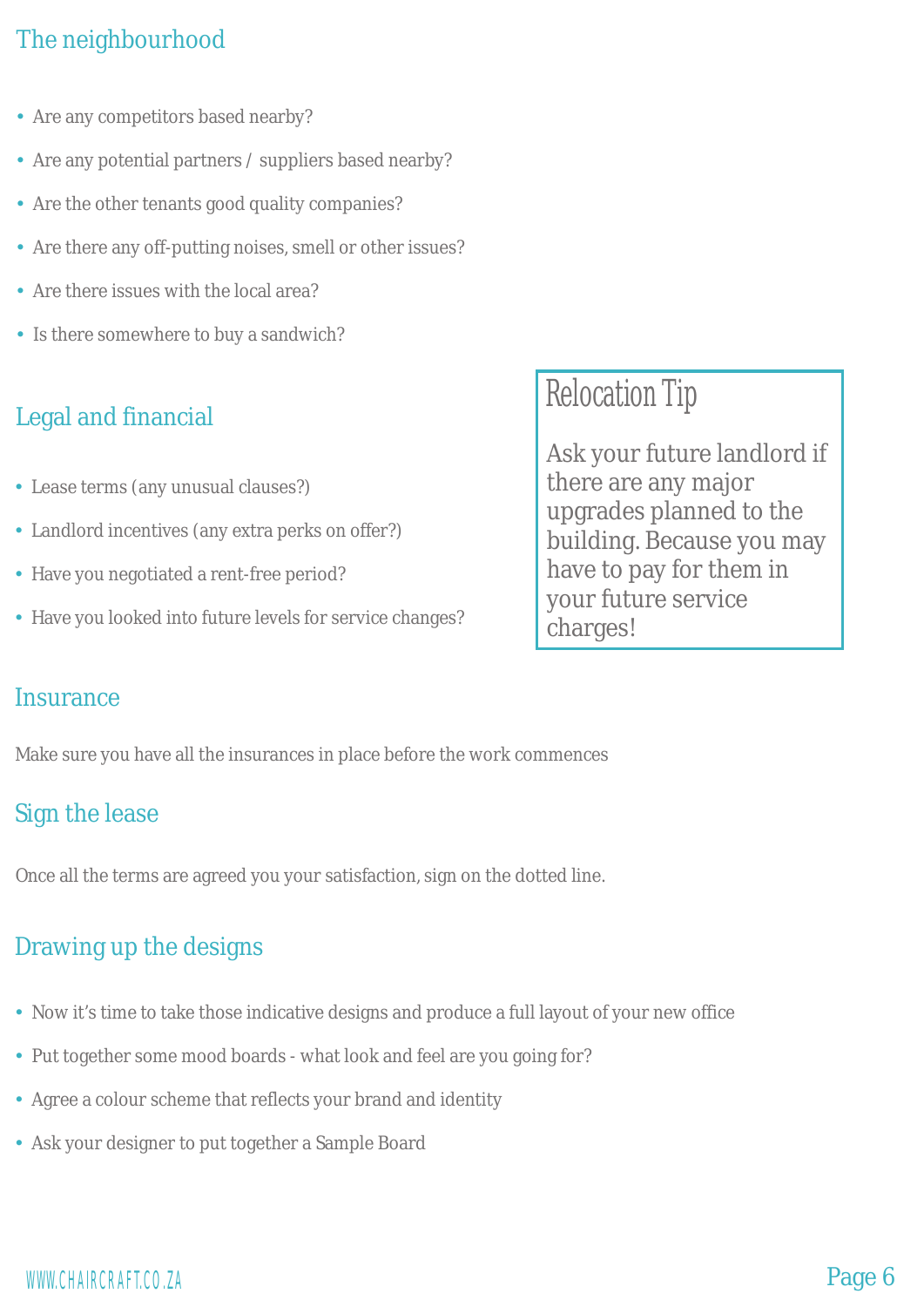## The neighbourhood

- Are any competitors based nearby?
- Are any potential partners / suppliers based nearby?
- Are the other tenants good quality companies?
- Are there any off-putting noises, smell or other issues?
- Are there issues with the local area?
- Is there somewhere to buy a sandwich?

## Legal and financial

- Lease terms (any unusual clauses?)
- Landlord incentives (any extra perks on offer?)
- Have you negotiated a rent-free period?
- Have you looked into future levels for service changes?

> **Relocation Tip**
>
> Ask your future landlord if there are any major upgrades planned to the building. Because you may have to pay for them in your future service charges!

## Insurance

Make sure you have all the insurances in place before the work commences

## Sign the lease

Once all the terms are agreed you your satisfaction, sign on the dotted line.

## Drawing up the designs

- Now it's time to take those indicative designs and produce a full layout of your new office
- Put together some mood boards - what look and feel are you going for?
- Agree a colour scheme that reflects your brand and identity
- Ask your designer to put together a Sample Board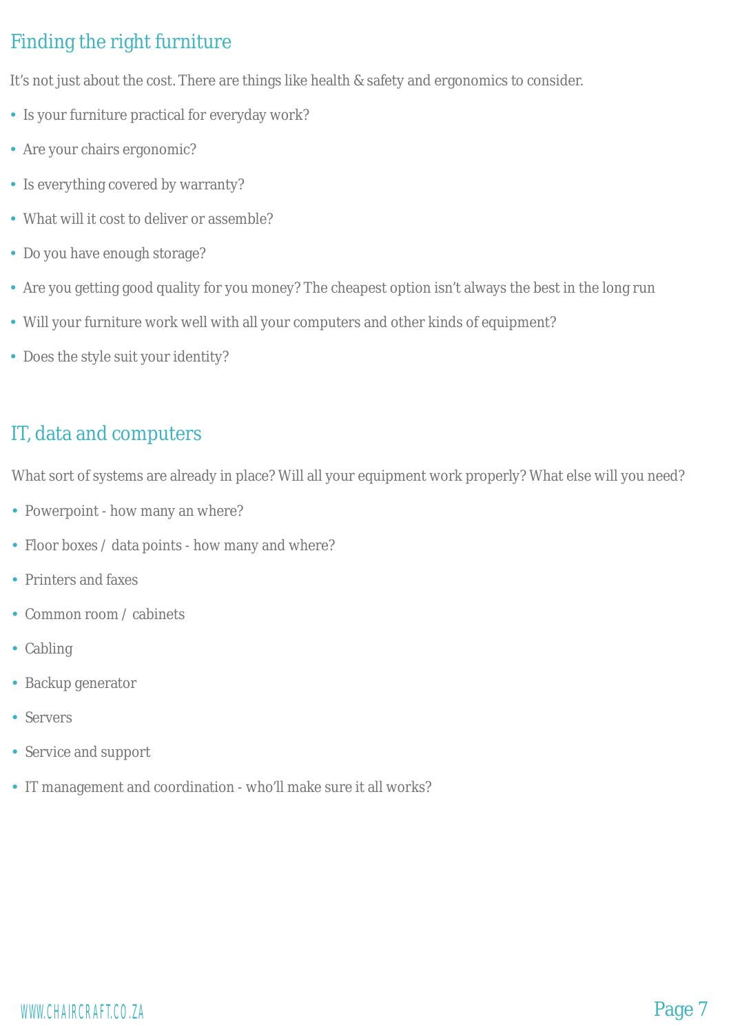## Finding the right furniture

It's not just about the cost. There are things like health & safety and ergonomics to consider.

- Is your furniture practical for everyday work?
- Are your chairs ergonomic?
- Is everything covered by warranty?
- What will it cost to deliver or assemble?
- Do you have enough storage?
- Are you getting good quality for you money? The cheapest option isn't always the best in the long run
- Will your furniture work well with all your computers and other kinds of equipment?
- Does the style suit your identity?

## IT, data and computers

What sort of systems are already in place? Will all your equipment work properly? What else will you need?

- Powerpoint - how many an where?
- Floor boxes / data points - how many and where?
- Printers and faxes
- Common room / cabinets
- Cabling
- Backup generator
- Servers
- Service and support
- IT management and coordination - who'll make sure it all works?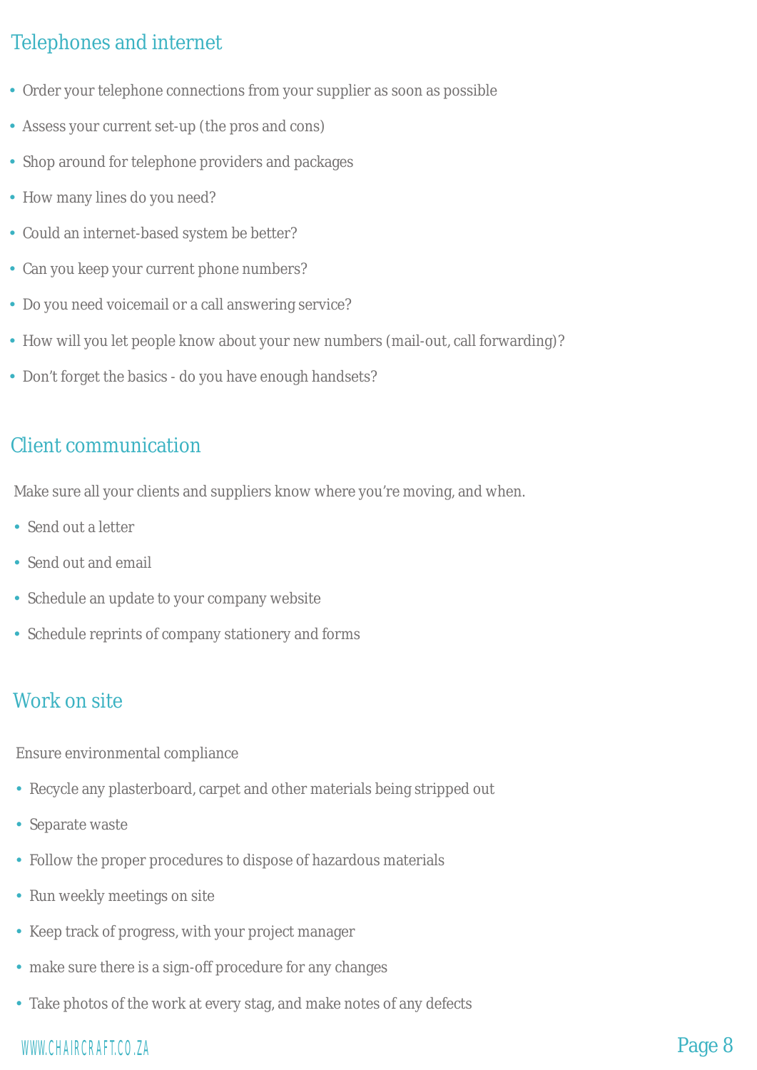## Telephones and internet

- Order your telephone connections from your supplier as soon as possible
- Assess your current set-up (the pros and cons)
- Shop around for telephone providers and packages
- How many lines do you need?
- Could an internet-based system be better?
- Can you keep your current phone numbers?
- Do you need voicemail or a call answering service?
- How will you let people know about your new numbers (mail-out, call forwarding)?
- Don't forget the basics - do you have enough handsets?

## Client communication

Make sure all your clients and suppliers know where you're moving, and when.

- Send out a letter
- Send out and email
- Schedule an update to your company website
- Schedule reprints of company stationery and forms

## Work on site

Ensure environmental compliance

- Recycle any plasterboard, carpet and other materials being stripped out
- Separate waste
- Follow the proper procedures to dispose of hazardous materials
- Run weekly meetings on site
- Keep track of progress, with your project manager
- make sure there is a sign-off procedure for any changes
- Take photos of the work at every stag, and make notes of any defects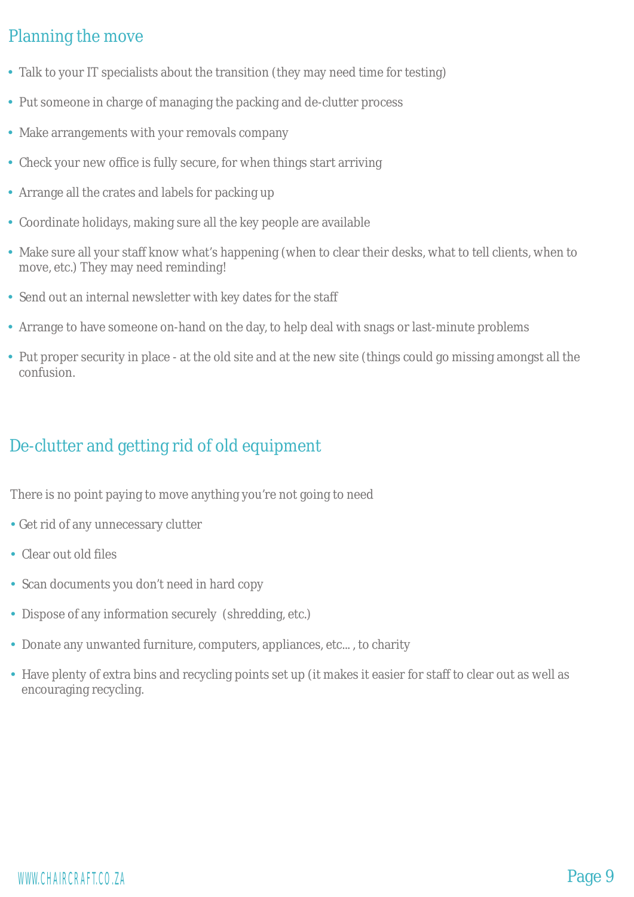## Planning the move

- Talk to your IT specialists about the transition (they may need time for testing)
- Put someone in charge of managing the packing and de-clutter process
- Make arrangements with your removals company
- Check your new office is fully secure, for when things start arriving
- Arrange all the crates and labels for packing up
- Coordinate holidays, making sure all the key people are available
- Make sure all your staff know what's happening (when to clear their desks, what to tell clients, when to move, etc.) They may need reminding!
- Send out an internal newsletter with key dates for the staff
- Arrange to have someone on-hand on the day, to help deal with snags or last-minute problems
- Put proper security in place - at the old site and at the new site (things could go missing amongst all the confusion.

## De-clutter and getting rid of old equipment

There is no point paying to move anything you're not going to need

- Get rid of any unnecessary clutter
- Clear out old files
- Scan documents you don't need in hard copy
- Dispose of any information securely (shredding, etc.)
- Donate any unwanted furniture, computers, appliances, etc... , to charity
- Have plenty of extra bins and recycling points set up (it makes it easier for staff to clear out as well as encouraging recycling.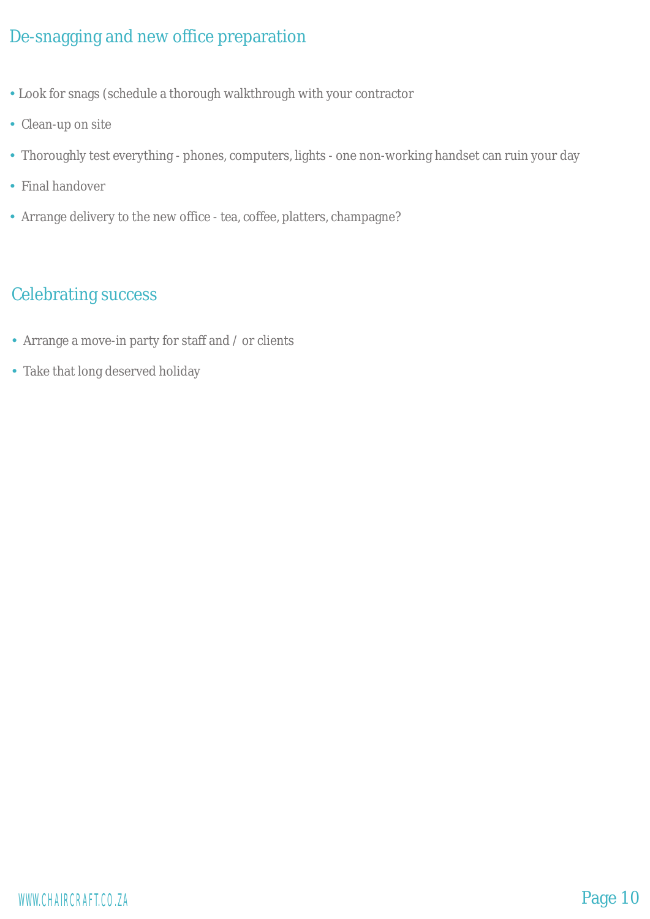## De-snagging and new office preparation

- Look for snags (schedule a thorough walkthrough with your contractor
- Clean-up on site
- Thoroughly test everything - phones, computers, lights - one non-working handset can ruin your day
- Final handover
- Arrange delivery to the new office - tea, coffee, platters, champagne?

## Celebrating success

- Arrange a move-in party for staff and / or clients
- Take that long deserved holiday